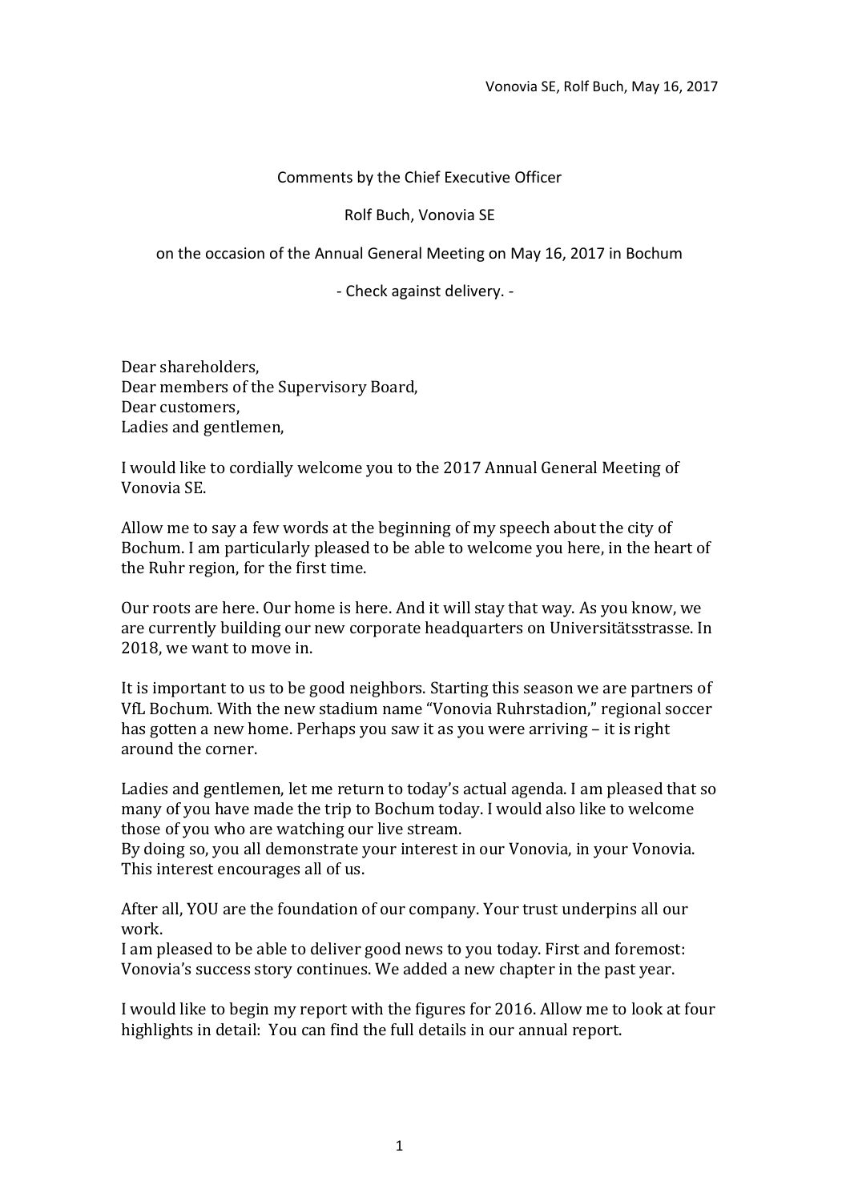Vonovia SE, Rolf Buch, May 16, 2017

Comments by the Chief Executive Officer

Rolf Buch, Vonovia SE

on the occasion of the Annual General Meeting on May 16, 2017 in Bochum

- Check against delivery. -

Dear shareholders,
Dear members of the Supervisory Board,
Dear customers,
Ladies and gentlemen,

I would like to cordially welcome you to the 2017 Annual General Meeting of Vonovia SE.

Allow me to say a few words at the beginning of my speech about the city of Bochum. I am particularly pleased to be able to welcome you here, in the heart of the Ruhr region, for the first time.

Our roots are here. Our home is here. And it will stay that way. As you know, we are currently building our new corporate headquarters on Universitätsstrasse. In 2018, we want to move in.

It is important to us to be good neighbors. Starting this season we are partners of VfL Bochum. With the new stadium name "Vonovia Ruhrstadion," regional soccer has gotten a new home. Perhaps you saw it as you were arriving – it is right around the corner.

Ladies and gentlemen, let me return to today's actual agenda. I am pleased that so many of you have made the trip to Bochum today. I would also like to welcome those of you who are watching our live stream.
By doing so, you all demonstrate your interest in our Vonovia, in your Vonovia. This interest encourages all of us.

After all, YOU are the foundation of our company. Your trust underpins all our work.
I am pleased to be able to deliver good news to you today. First and foremost: Vonovia's success story continues. We added a new chapter in the past year.

I would like to begin my report with the figures for 2016. Allow me to look at four highlights in detail: You can find the full details in our annual report.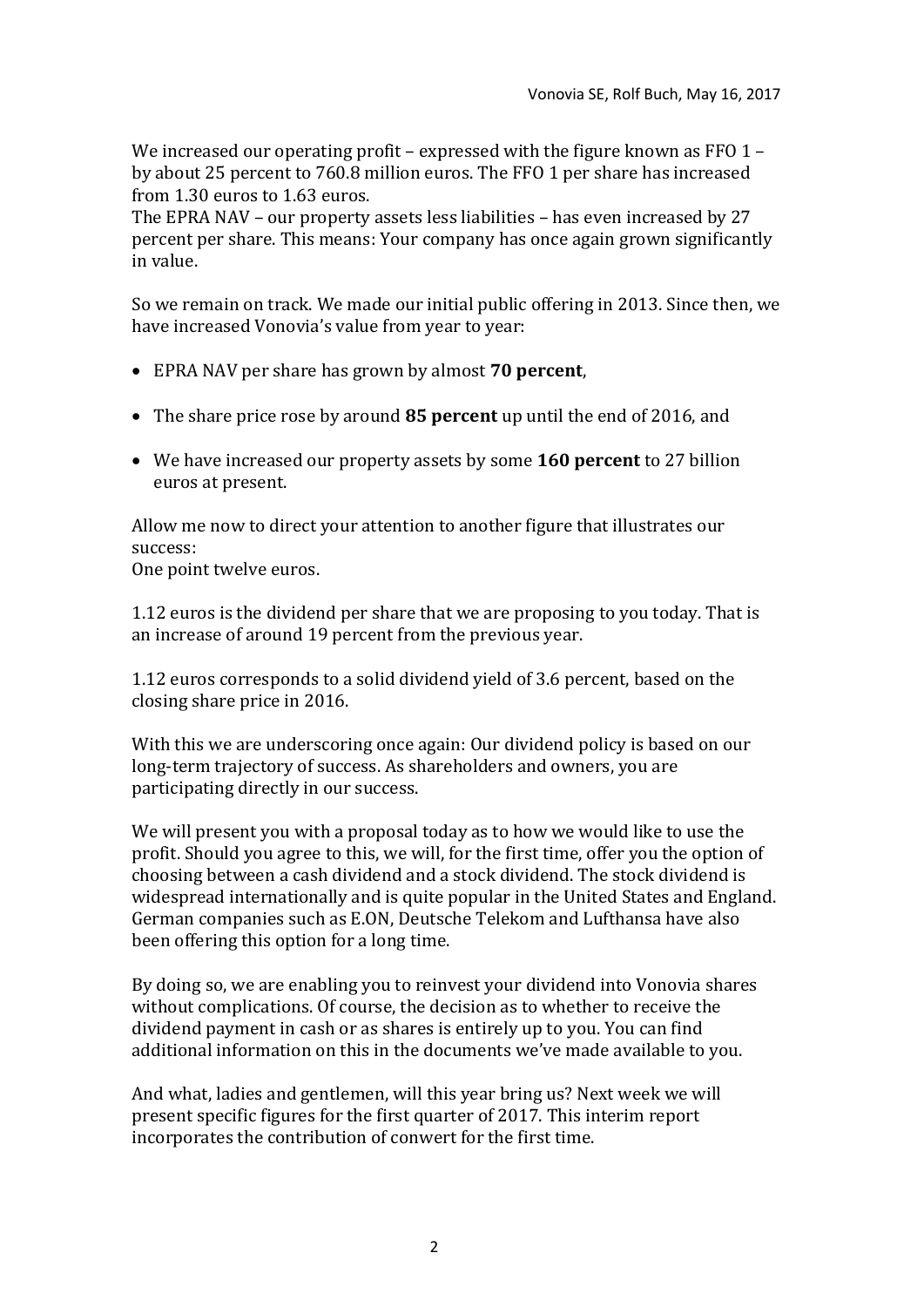We increased our operating profit – expressed with the figure known as FFO 1 – by about 25 percent to 760.8 million euros. The FFO 1 per share has increased from 1.30 euros to 1.63 euros.
The EPRA NAV – our property assets less liabilities – has even increased by 27 percent per share. This means: Your company has once again grown significantly in value.

So we remain on track. We made our initial public offering in 2013. Since then, we have increased Vonovia's value from year to year:

- EPRA NAV per share has grown by almost **70 percent**,
- The share price rose by around **85 percent** up until the end of 2016, and
- We have increased our property assets by some **160 percent** to 27 billion euros at present.

Allow me now to direct your attention to another figure that illustrates our success:
One point twelve euros.

1.12 euros is the dividend per share that we are proposing to you today. That is an increase of around 19 percent from the previous year.

1.12 euros corresponds to a solid dividend yield of 3.6 percent, based on the closing share price in 2016.

With this we are underscoring once again: Our dividend policy is based on our long-term trajectory of success. As shareholders and owners, you are participating directly in our success.

We will present you with a proposal today as to how we would like to use the profit. Should you agree to this, we will, for the first time, offer you the option of choosing between a cash dividend and a stock dividend. The stock dividend is widespread internationally and is quite popular in the United States and England. German companies such as E.ON, Deutsche Telekom and Lufthansa have also been offering this option for a long time.

By doing so, we are enabling you to reinvest your dividend into Vonovia shares without complications. Of course, the decision as to whether to receive the dividend payment in cash or as shares is entirely up to you. You can find additional information on this in the documents we've made available to you.

And what, ladies and gentlemen, will this year bring us? Next week we will present specific figures for the first quarter of 2017. This interim report incorporates the contribution of conwert for the first time.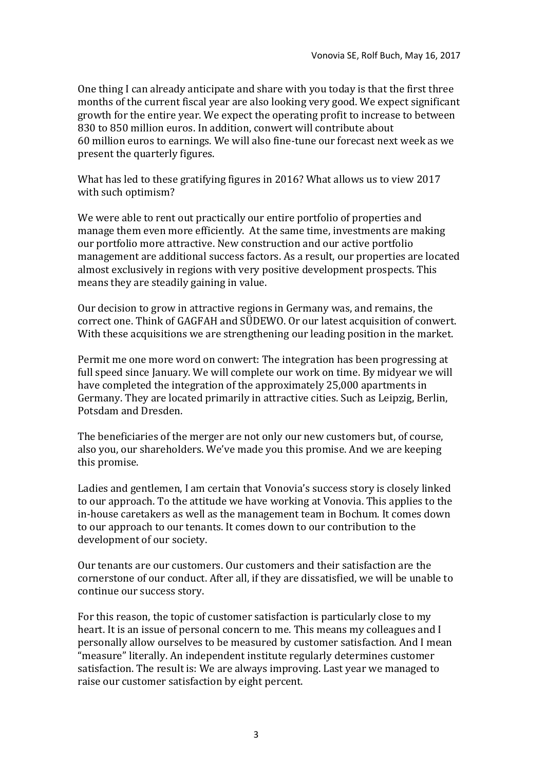One thing I can already anticipate and share with you today is that the first three months of the current fiscal year are also looking very good. We expect significant growth for the entire year. We expect the operating profit to increase to between 830 to 850 million euros. In addition, conwert will contribute about 60 million euros to earnings. We will also fine-tune our forecast next week as we present the quarterly figures.

What has led to these gratifying figures in 2016? What allows us to view 2017 with such optimism?

We were able to rent out practically our entire portfolio of properties and manage them even more efficiently. At the same time, investments are making our portfolio more attractive. New construction and our active portfolio management are additional success factors. As a result, our properties are located almost exclusively in regions with very positive development prospects. This means they are steadily gaining in value.

Our decision to grow in attractive regions in Germany was, and remains, the correct one. Think of GAGFAH and SÜDEWO. Or our latest acquisition of conwert. With these acquisitions we are strengthening our leading position in the market.

Permit me one more word on conwert: The integration has been progressing at full speed since January. We will complete our work on time. By midyear we will have completed the integration of the approximately 25,000 apartments in Germany. They are located primarily in attractive cities. Such as Leipzig, Berlin, Potsdam and Dresden.

The beneficiaries of the merger are not only our new customers but, of course, also you, our shareholders. We've made you this promise. And we are keeping this promise.

Ladies and gentlemen, I am certain that Vonovia's success story is closely linked to our approach. To the attitude we have working at Vonovia. This applies to the in-house caretakers as well as the management team in Bochum. It comes down to our approach to our tenants. It comes down to our contribution to the development of our society.

Our tenants are our customers. Our customers and their satisfaction are the cornerstone of our conduct. After all, if they are dissatisfied, we will be unable to continue our success story.

For this reason, the topic of customer satisfaction is particularly close to my heart. It is an issue of personal concern to me. This means my colleagues and I personally allow ourselves to be measured by customer satisfaction. And I mean "measure" literally. An independent institute regularly determines customer satisfaction. The result is: We are always improving. Last year we managed to raise our customer satisfaction by eight percent.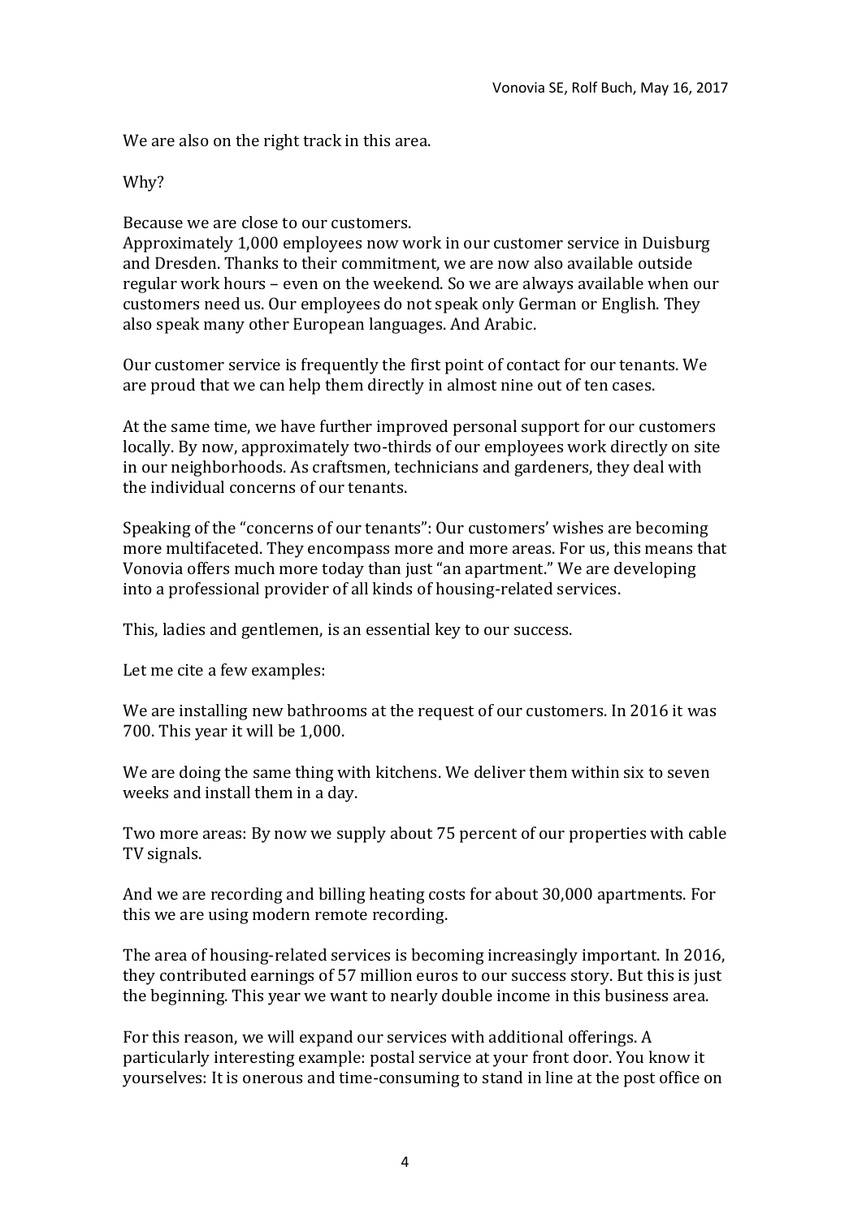We are also on the right track in this area.

Why?

Because we are close to our customers.
Approximately 1,000 employees now work in our customer service in Duisburg and Dresden. Thanks to their commitment, we are now also available outside regular work hours – even on the weekend. So we are always available when our customers need us. Our employees do not speak only German or English. They also speak many other European languages. And Arabic.

Our customer service is frequently the first point of contact for our tenants. We are proud that we can help them directly in almost nine out of ten cases.

At the same time, we have further improved personal support for our customers locally. By now, approximately two-thirds of our employees work directly on site in our neighborhoods. As craftsmen, technicians and gardeners, they deal with the individual concerns of our tenants.

Speaking of the "concerns of our tenants": Our customers' wishes are becoming more multifaceted. They encompass more and more areas. For us, this means that Vonovia offers much more today than just "an apartment." We are developing into a professional provider of all kinds of housing-related services.

This, ladies and gentlemen, is an essential key to our success.

Let me cite a few examples:

We are installing new bathrooms at the request of our customers. In 2016 it was 700. This year it will be 1,000.

We are doing the same thing with kitchens. We deliver them within six to seven weeks and install them in a day.

Two more areas: By now we supply about 75 percent of our properties with cable TV signals.

And we are recording and billing heating costs for about 30,000 apartments. For this we are using modern remote recording.

The area of housing-related services is becoming increasingly important. In 2016, they contributed earnings of 57 million euros to our success story. But this is just the beginning. This year we want to nearly double income in this business area.

For this reason, we will expand our services with additional offerings. A particularly interesting example: postal service at your front door. You know it yourselves: It is onerous and time-consuming to stand in line at the post office on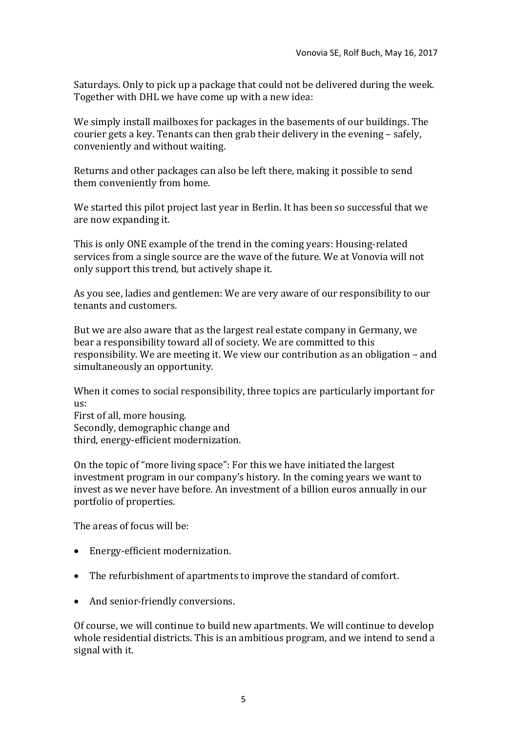Saturdays. Only to pick up a package that could not be delivered during the week. Together with DHL we have come up with a new idea:

We simply install mailboxes for packages in the basements of our buildings. The courier gets a key. Tenants can then grab their delivery in the evening – safely, conveniently and without waiting.

Returns and other packages can also be left there, making it possible to send them conveniently from home.

We started this pilot project last year in Berlin. It has been so successful that we are now expanding it.

This is only ONE example of the trend in the coming years: Housing-related services from a single source are the wave of the future. We at Vonovia will not only support this trend, but actively shape it.

As you see, ladies and gentlemen: We are very aware of our responsibility to our tenants and customers.

But we are also aware that as the largest real estate company in Germany, we bear a responsibility toward all of society. We are committed to this responsibility. We are meeting it. We view our contribution as an obligation – and simultaneously an opportunity.

When it comes to social responsibility, three topics are particularly important for us:
First of all, more housing.
Secondly, demographic change and
third, energy-efficient modernization.

On the topic of "more living space": For this we have initiated the largest investment program in our company's history. In the coming years we want to invest as we never have before. An investment of a billion euros annually in our portfolio of properties.

The areas of focus will be:

- Energy-efficient modernization.
- The refurbishment of apartments to improve the standard of comfort.
- And senior-friendly conversions.

Of course, we will continue to build new apartments. We will continue to develop whole residential districts. This is an ambitious program, and we intend to send a signal with it.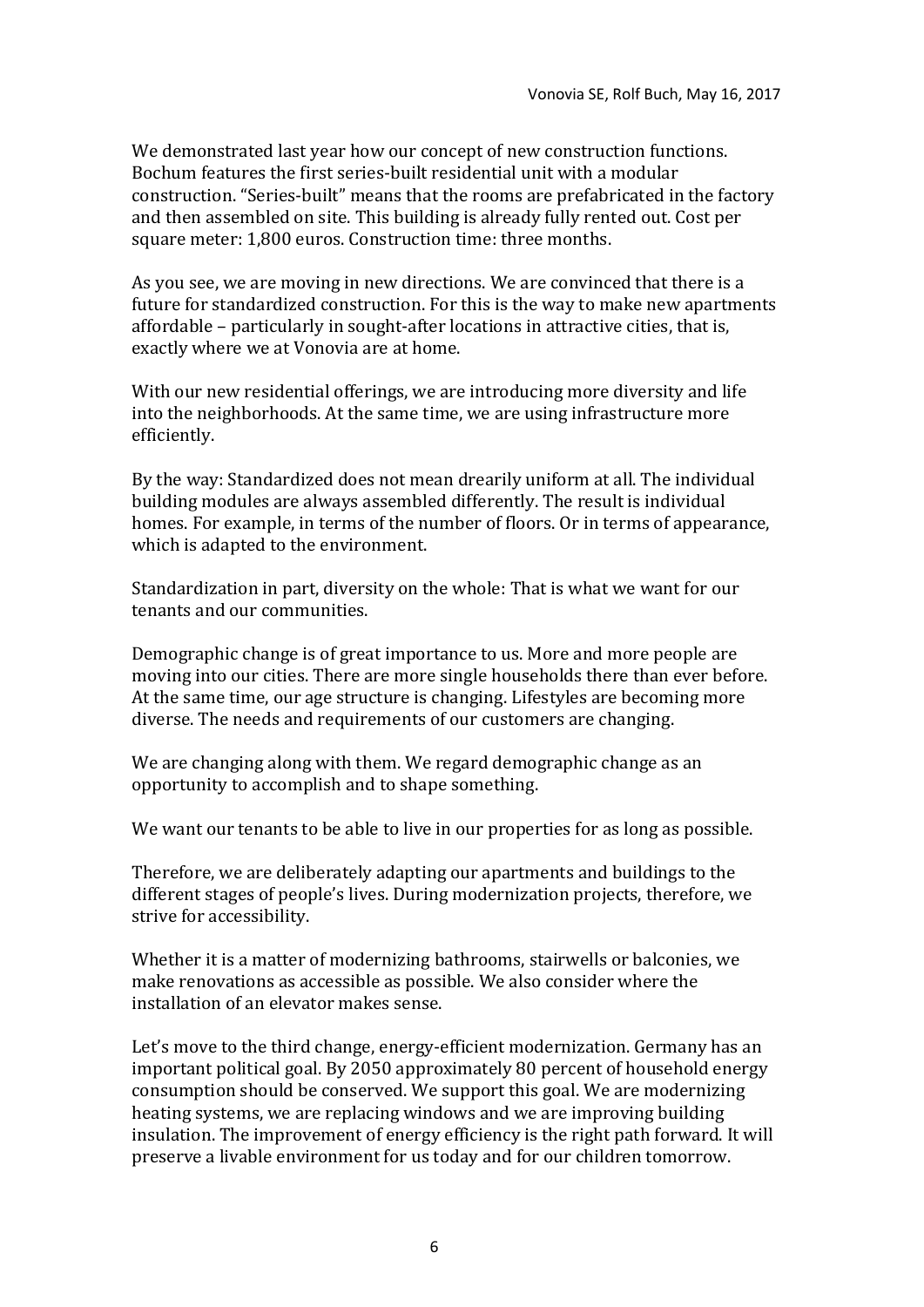We demonstrated last year how our concept of new construction functions. Bochum features the first series-built residential unit with a modular construction. "Series-built" means that the rooms are prefabricated in the factory and then assembled on site. This building is already fully rented out. Cost per square meter: 1,800 euros. Construction time: three months.

As you see, we are moving in new directions. We are convinced that there is a future for standardized construction. For this is the way to make new apartments affordable – particularly in sought-after locations in attractive cities, that is, exactly where we at Vonovia are at home.

With our new residential offerings, we are introducing more diversity and life into the neighborhoods. At the same time, we are using infrastructure more efficiently.

By the way: Standardized does not mean drearily uniform at all. The individual building modules are always assembled differently. The result is individual homes. For example, in terms of the number of floors. Or in terms of appearance, which is adapted to the environment.

Standardization in part, diversity on the whole: That is what we want for our tenants and our communities.

Demographic change is of great importance to us. More and more people are moving into our cities. There are more single households there than ever before. At the same time, our age structure is changing. Lifestyles are becoming more diverse. The needs and requirements of our customers are changing.

We are changing along with them. We regard demographic change as an opportunity to accomplish and to shape something.

We want our tenants to be able to live in our properties for as long as possible.

Therefore, we are deliberately adapting our apartments and buildings to the different stages of people's lives. During modernization projects, therefore, we strive for accessibility.

Whether it is a matter of modernizing bathrooms, stairwells or balconies, we make renovations as accessible as possible. We also consider where the installation of an elevator makes sense.

Let's move to the third change, energy-efficient modernization. Germany has an important political goal. By 2050 approximately 80 percent of household energy consumption should be conserved. We support this goal. We are modernizing heating systems, we are replacing windows and we are improving building insulation. The improvement of energy efficiency is the right path forward. It will preserve a livable environment for us today and for our children tomorrow.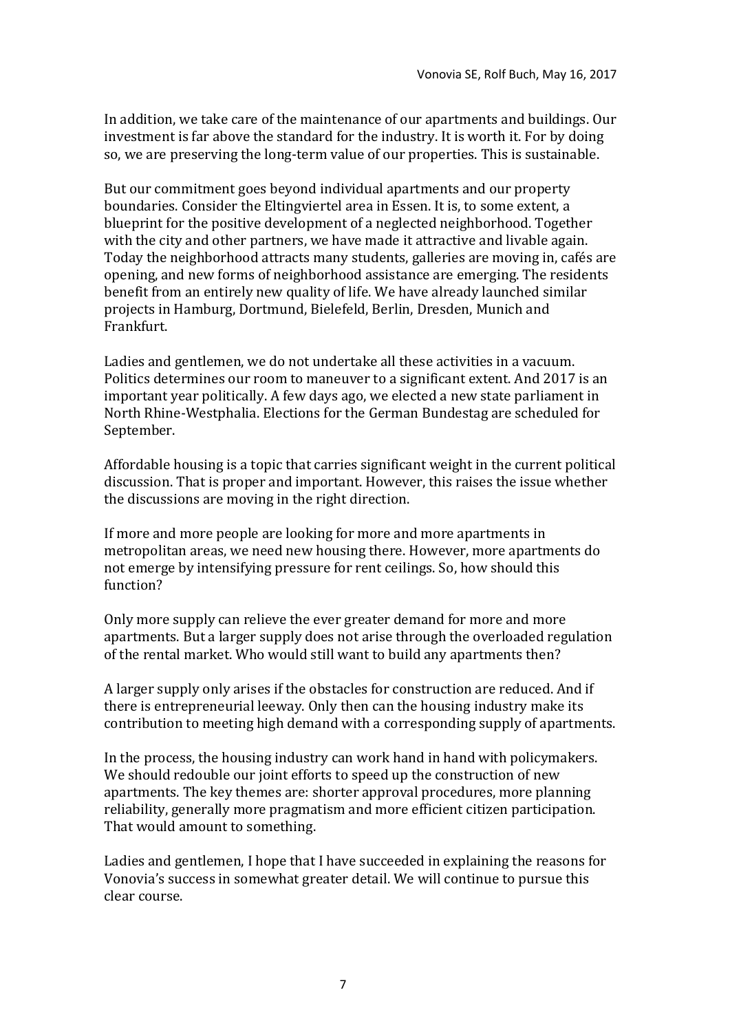In addition, we take care of the maintenance of our apartments and buildings. Our investment is far above the standard for the industry. It is worth it. For by doing so, we are preserving the long-term value of our properties. This is sustainable.

But our commitment goes beyond individual apartments and our property boundaries. Consider the Eltingviertel area in Essen. It is, to some extent, a blueprint for the positive development of a neglected neighborhood. Together with the city and other partners, we have made it attractive and livable again. Today the neighborhood attracts many students, galleries are moving in, cafés are opening, and new forms of neighborhood assistance are emerging. The residents benefit from an entirely new quality of life. We have already launched similar projects in Hamburg, Dortmund, Bielefeld, Berlin, Dresden, Munich and Frankfurt.

Ladies and gentlemen, we do not undertake all these activities in a vacuum. Politics determines our room to maneuver to a significant extent. And 2017 is an important year politically. A few days ago, we elected a new state parliament in North Rhine-Westphalia. Elections for the German Bundestag are scheduled for September.

Affordable housing is a topic that carries significant weight in the current political discussion. That is proper and important. However, this raises the issue whether the discussions are moving in the right direction.

If more and more people are looking for more and more apartments in metropolitan areas, we need new housing there. However, more apartments do not emerge by intensifying pressure for rent ceilings. So, how should this function?

Only more supply can relieve the ever greater demand for more and more apartments. But a larger supply does not arise through the overloaded regulation of the rental market. Who would still want to build any apartments then?

A larger supply only arises if the obstacles for construction are reduced. And if there is entrepreneurial leeway. Only then can the housing industry make its contribution to meeting high demand with a corresponding supply of apartments.

In the process, the housing industry can work hand in hand with policymakers. We should redouble our joint efforts to speed up the construction of new apartments. The key themes are: shorter approval procedures, more planning reliability, generally more pragmatism and more efficient citizen participation. That would amount to something.

Ladies and gentlemen, I hope that I have succeeded in explaining the reasons for Vonovia's success in somewhat greater detail. We will continue to pursue this clear course.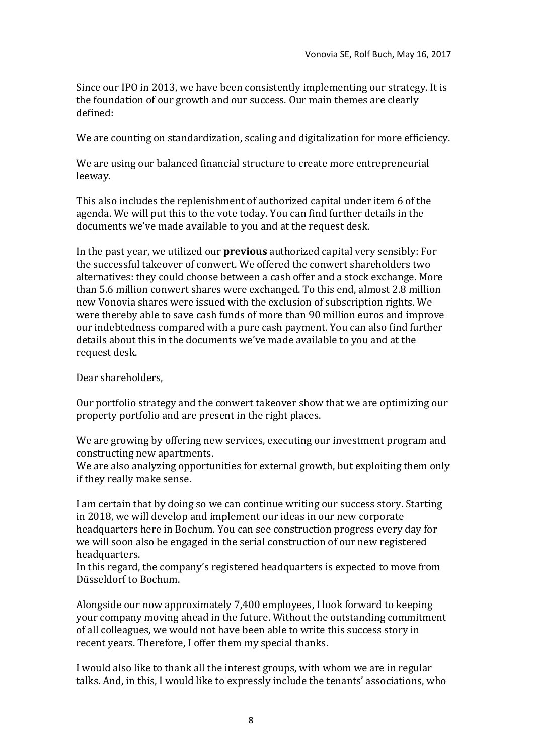Since our IPO in 2013, we have been consistently implementing our strategy. It is the foundation of our growth and our success. Our main themes are clearly defined:

We are counting on standardization, scaling and digitalization for more efficiency.

We are using our balanced financial structure to create more entrepreneurial leeway.

This also includes the replenishment of authorized capital under item 6 of the agenda. We will put this to the vote today. You can find further details in the documents we've made available to you and at the request desk.

In the past year, we utilized our **previous** authorized capital very sensibly: For the successful takeover of conwert. We offered the conwert shareholders two alternatives: they could choose between a cash offer and a stock exchange. More than 5.6 million conwert shares were exchanged. To this end, almost 2.8 million new Vonovia shares were issued with the exclusion of subscription rights. We were thereby able to save cash funds of more than 90 million euros and improve our indebtedness compared with a pure cash payment. You can also find further details about this in the documents we've made available to you and at the request desk.

Dear shareholders,

Our portfolio strategy and the conwert takeover show that we are optimizing our property portfolio and are present in the right places.

We are growing by offering new services, executing our investment program and constructing new apartments.
We are also analyzing opportunities for external growth, but exploiting them only if they really make sense.

I am certain that by doing so we can continue writing our success story. Starting in 2018, we will develop and implement our ideas in our new corporate headquarters here in Bochum. You can see construction progress every day for we will soon also be engaged in the serial construction of our new registered headquarters.
In this regard, the company's registered headquarters is expected to move from Düsseldorf to Bochum.

Alongside our now approximately 7,400 employees, I look forward to keeping your company moving ahead in the future. Without the outstanding commitment of all colleagues, we would not have been able to write this success story in recent years. Therefore, I offer them my special thanks.

I would also like to thank all the interest groups, with whom we are in regular talks. And, in this, I would like to expressly include the tenants' associations, who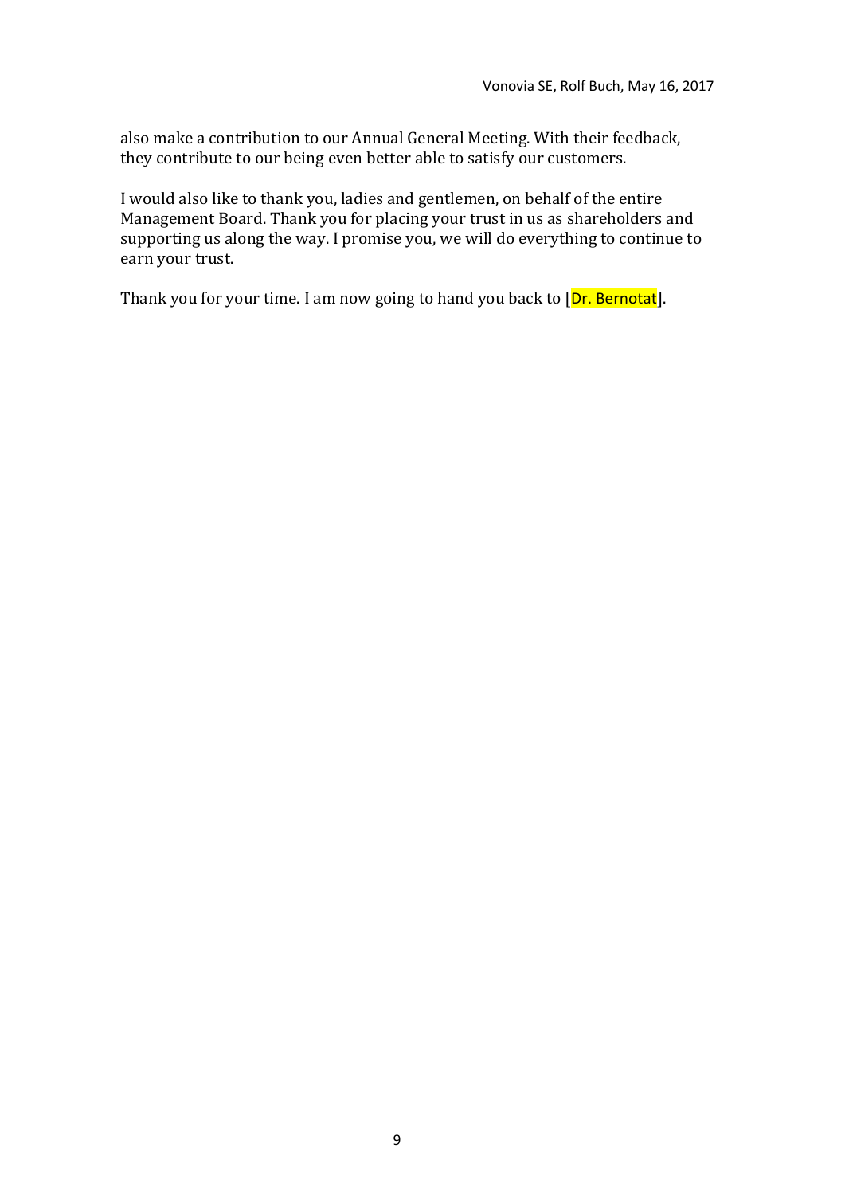also make a contribution to our Annual General Meeting. With their feedback, they contribute to our being even better able to satisfy our customers.

I would also like to thank you, ladies and gentlemen, on behalf of the entire Management Board. Thank you for placing your trust in us as shareholders and supporting us along the way. I promise you, we will do everything to continue to earn your trust.

Thank you for your time. I am now going to hand you back to [Dr. Bernotat].